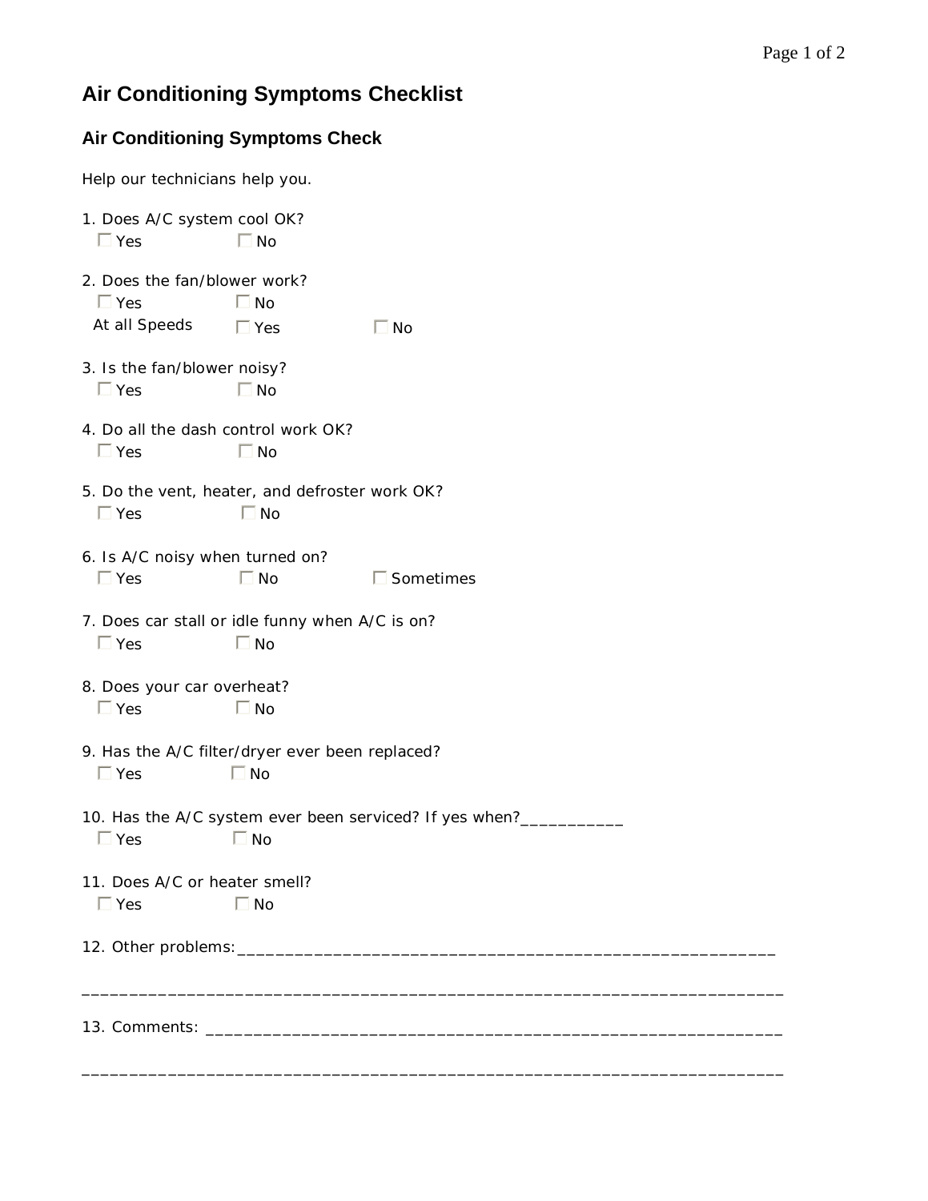# Air Conditioning Symptoms Checklist

## Air Conditioning Symptoms Check

Help our technicians help you.

1. Does A/C system cool OK?
   ☐ Yes ☐ No

2. Does the fan/blower work?
   ☐ Yes ☐ No
   At all Speeds ☐ Yes ☐ No

3. Is the fan/blower noisy?
   ☐ Yes ☐ No

4. Do all the dash control work OK?
   ☐ Yes ☐ No

5. Do the vent, heater, and defroster work OK?
   ☐ Yes ☐ No

6. Is A/C noisy when turned on?
   ☐ Yes ☐ No ☐ Sometimes

7. Does car stall or idle funny when A/C is on?
   ☐ Yes ☐ No

8. Does your car overheat?
   ☐ Yes ☐ No

9. Has the A/C filter/dryer ever been replaced?
   ☐ Yes ☐ No

10. Has the A/C system ever been serviced? If yes when?___________
    ☐ Yes ☐ No

11. Does A/C or heater smell?
    ☐ Yes ☐ No

12. Other problems:_________________________________________________________

________________________________________________________________________

13. Comments: ___________________________________________________________

________________________________________________________________________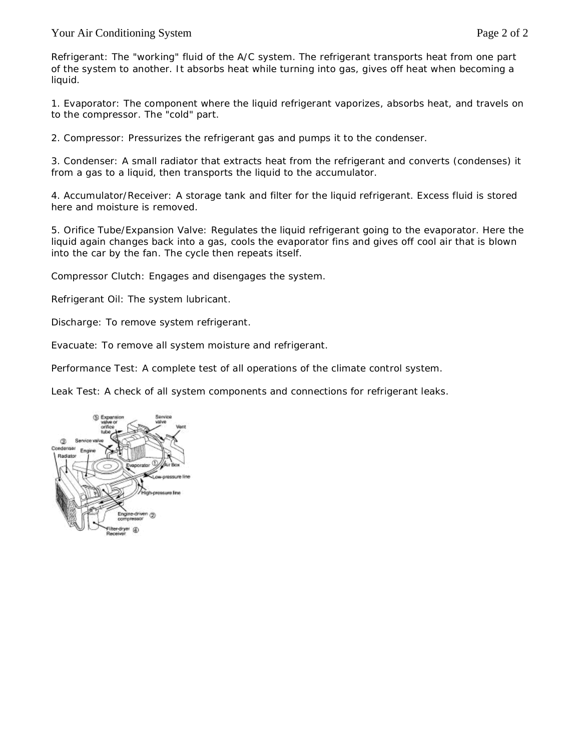Refrigerant: The "working" fluid of the A/C system. The refrigerant transports heat from one part of the system to another. It absorbs heat while turning into gas, gives off heat when becoming a liquid.

1. Evaporator: The component where the liquid refrigerant vaporizes, absorbs heat, and travels on to the compressor. The "cold" part.

2. Compressor: Pressurizes the refrigerant gas and pumps it to the condenser.

3. Condenser: A small radiator that extracts heat from the refrigerant and converts (condenses) it from a gas to a liquid, then transports the liquid to the accumulator.

4. Accumulator/Receiver: A storage tank and filter for the liquid refrigerant. Excess fluid is stored here and moisture is removed.

5. Orifice Tube/Expansion Valve: Regulates the liquid refrigerant going to the evaporator. Here the liquid again changes back into a gas, cools the evaporator fins and gives off cool air that is blown into the car by the fan. The cycle then repeats itself.

Compressor Clutch: Engages and disengages the system.

Refrigerant Oil: The system lubricant.

Discharge: To remove system refrigerant.

Evacuate: To remove all system moisture and refrigerant.

Performance Test: A complete test of all operations of the climate control system.

Leak Test: A check of all system components and connections for refrigerant leaks.

⑤ Expansion valve or orifice tube

Service valve

Vent

③ Condenser

Radiator

Service valve

Engine

Evaporator ①

Air Box

Low-pressure line

High-pressure line

Engine-driven compressor ②

Filter-dryer Receiver ④